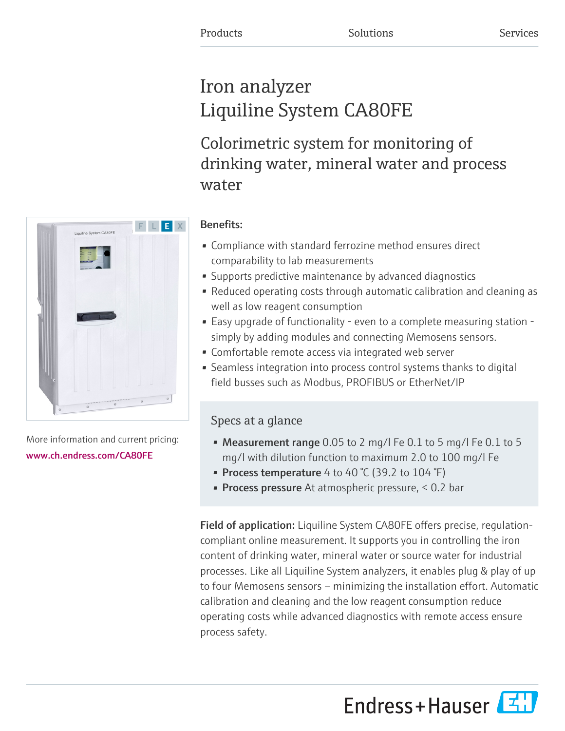Products Solutions Services

# Iron analyzer
# Liquiline System CA80FE

## Colorimetric system for monitoring of drinking water, mineral water and process water

More information and current pricing:
www.ch.endress.com/CA80FE

**Benefits:**

- Compliance with standard ferrozine method ensures direct comparability to lab measurements
- Supports predictive maintenance by advanced diagnostics
- Reduced operating costs through automatic calibration and cleaning as well as low reagent consumption
- Easy upgrade of functionality - even to a complete measuring station - simply by adding modules and connecting Memosens sensors.
- Comfortable remote access via integrated web server
- Seamless integration into process control systems thanks to digital field busses such as Modbus, PROFIBUS or EtherNet/IP

### Specs at a glance

- **Measurement range** 0.05 to 2 mg/l Fe 0.1 to 5 mg/l Fe 0.1 to 5 mg/l with dilution function to maximum 2.0 to 100 mg/l Fe
- **Process temperature** 4 to 40 °C (39.2 to 104 °F)
- **Process pressure** At atmospheric pressure, < 0.2 bar

**Field of application:** Liquiline System CA80FE offers precise, regulation-compliant online measurement. It supports you in controlling the iron content of drinking water, mineral water or source water for industrial processes. Like all Liquiline System analyzers, it enables plug & play of up to four Memosens sensors – minimizing the installation effort. Automatic calibration and cleaning and the low reagent consumption reduce operating costs while advanced diagnostics with remote access ensure process safety.

Endress+Hauser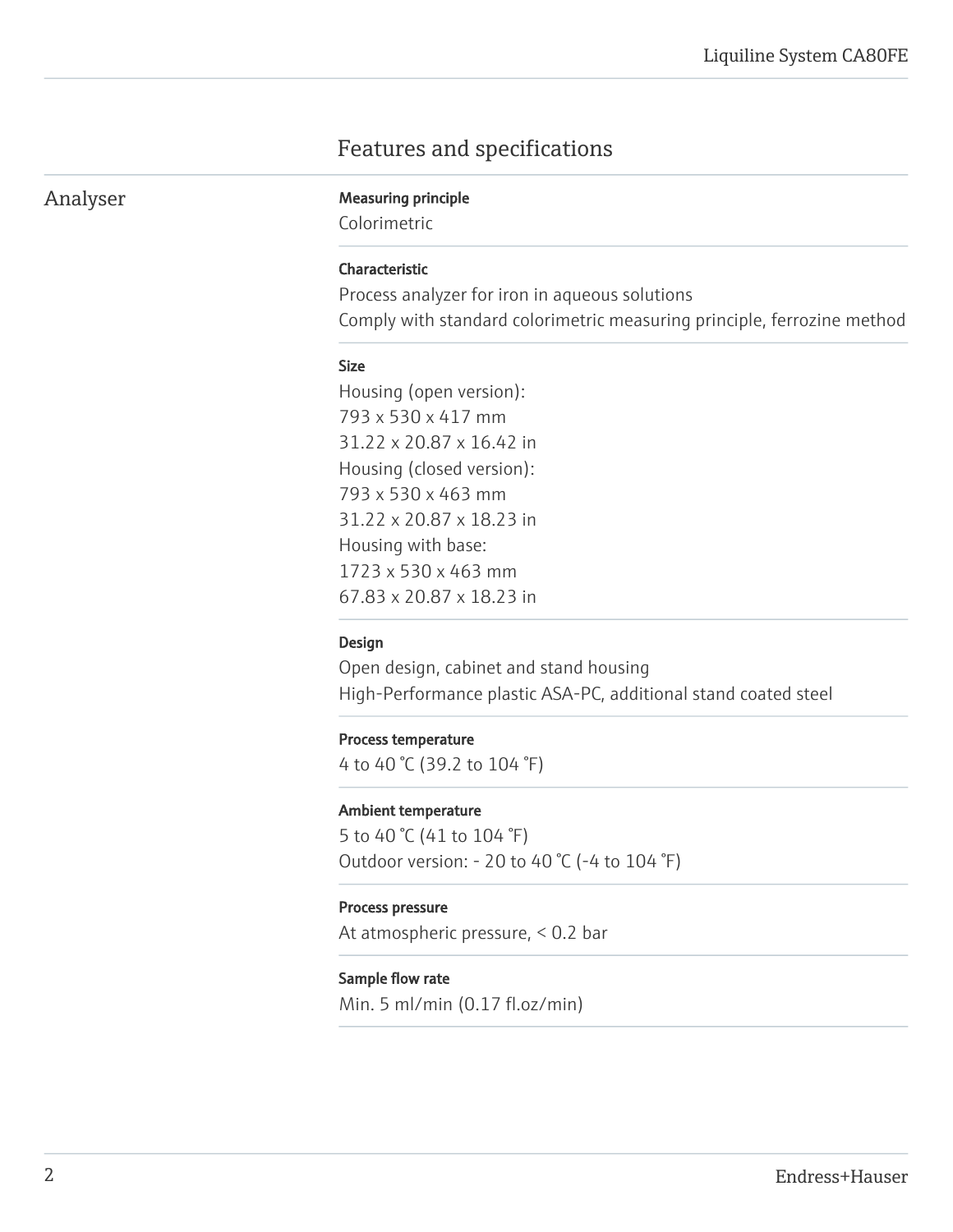## Features and specifications

### Analyser

**Measuring principle**

Colorimetric

**Characteristic**

Process analyzer for iron in aqueous solutions
Comply with standard colorimetric measuring principle, ferrozine method

**Size**

Housing (open version):
793 x 530 x 417 mm
31.22 x 20.87 x 16.42 in
Housing (closed version):
793 x 530 x 463 mm
31.22 x 20.87 x 18.23 in
Housing with base:
1723 x 530 x 463 mm
67.83 x 20.87 x 18.23 in

**Design**

Open design, cabinet and stand housing
High-Performance plastic ASA-PC, additional stand coated steel

**Process temperature**

4 to 40 °C (39.2 to 104 °F)

**Ambient temperature**

5 to 40 °C (41 to 104 °F)
Outdoor version: - 20 to 40 °C (-4 to 104 °F)

**Process pressure**

At atmospheric pressure, < 0.2 bar

**Sample flow rate**

Min. 5 ml/min (0.17 fl.oz/min)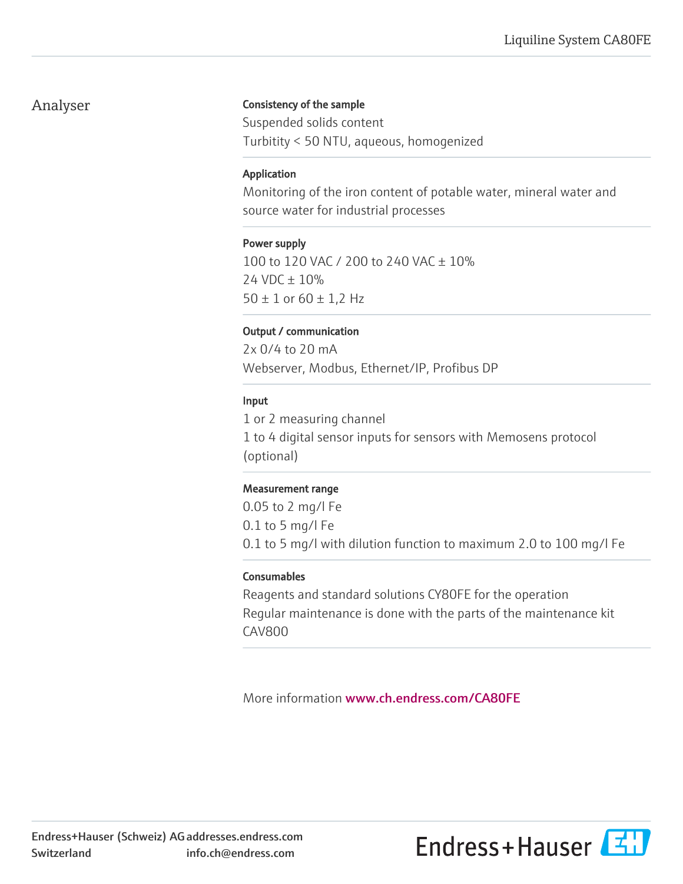## Analyser

**Consistency of the sample**

Suspended solids content
Turbitity < 50 NTU, aqueous, homogenized

**Application**

Monitoring of the iron content of potable water, mineral water and source water for industrial processes

**Power supply**

100 to 120 VAC / 200 to 240 VAC ± 10%
24 VDC ± 10%
50 ± 1 or 60 ± 1,2 Hz

**Output / communication**

2x 0/4 to 20 mA
Webserver, Modbus, Ethernet/IP, Profibus DP

**Input**

1 or 2 measuring channel
1 to 4 digital sensor inputs for sensors with Memosens protocol (optional)

**Measurement range**

0.05 to 2 mg/l Fe
0.1 to 5 mg/l Fe
0.1 to 5 mg/l with dilution function to maximum 2.0 to 100 mg/l Fe

**Consumables**

Reagents and standard solutions CY80FE for the operation
Regular maintenance is done with the parts of the maintenance kit CAV800

More information www.ch.endress.com/CA80FE

Endress+Hauser (Schweiz) AG
Switzerland

addresses.endress.com
info.ch@endress.com